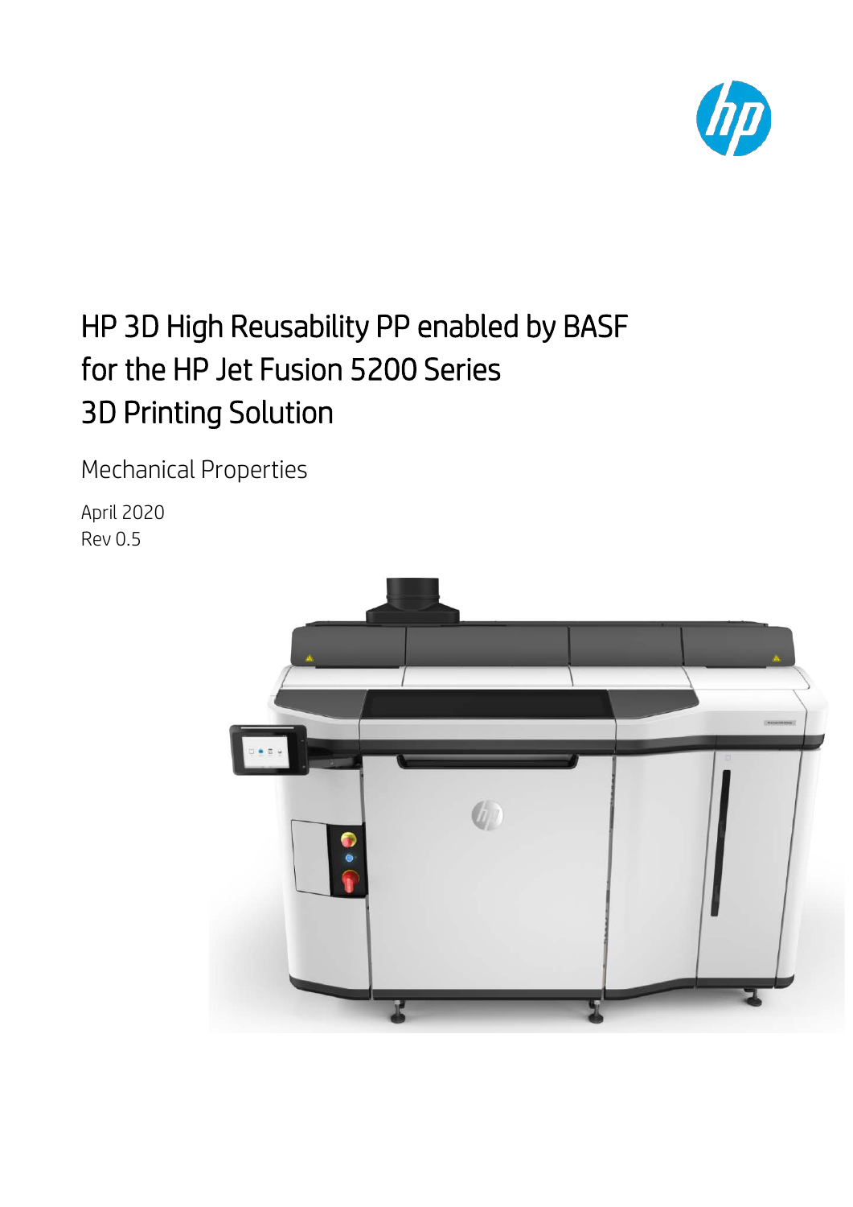# HP 3D High Reusability PP enabled by BASF for the HP Jet Fusion 5200 Series 3D Printing Solution

Mechanical Properties

April 2020

Rev 0.5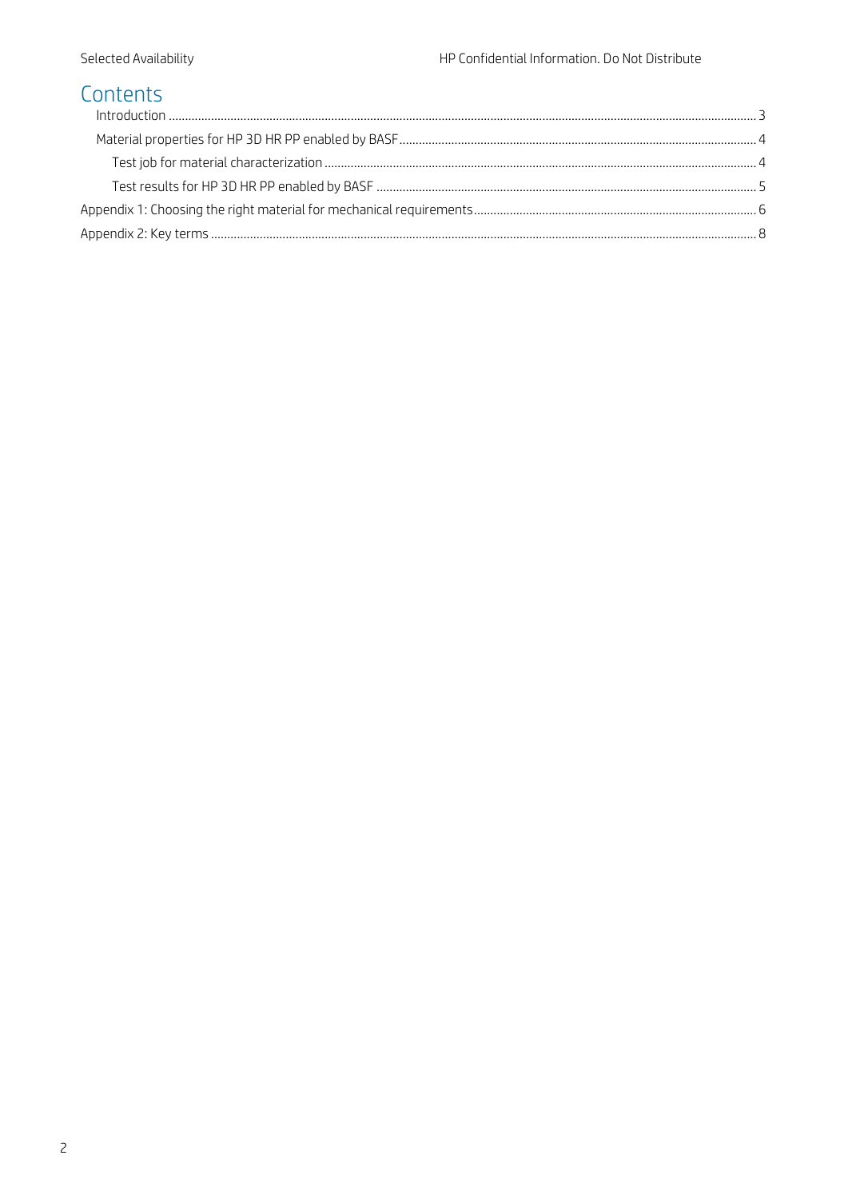# Contents

- Introduction ... 3
- Material properties for HP 3D HR PP enabled by BASF ... 4
  - Test job for material characterization ... 4
  - Test results for HP 3D HR PP enabled by BASF ... 5
- Appendix 1: Choosing the right material for mechanical requirements ... 6
- Appendix 2: Key terms ... 8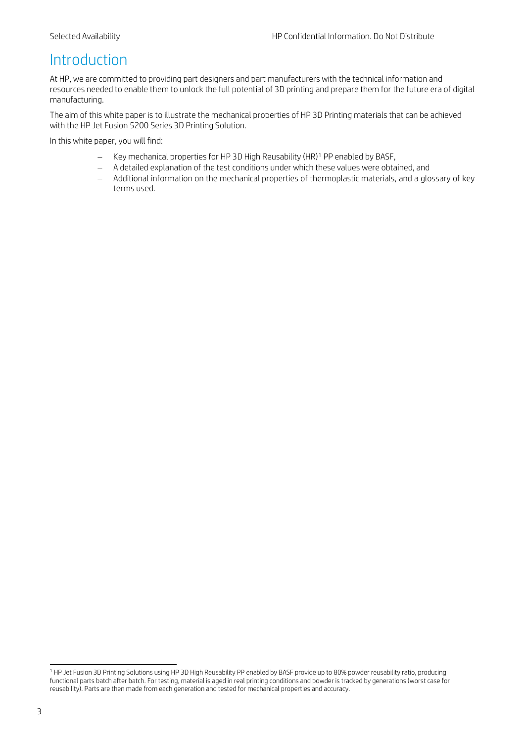# Introduction

At HP, we are committed to providing part designers and part manufacturers with the technical information and resources needed to enable them to unlock the full potential of 3D printing and prepare them for the future era of digital manufacturing.

The aim of this white paper is to illustrate the mechanical properties of HP 3D Printing materials that can be achieved with the HP Jet Fusion 5200 Series 3D Printing Solution.

In this white paper, you will find:

- Key mechanical properties for HP 3D High Reusability (HR)[1] PP enabled by BASF,
- A detailed explanation of the test conditions under which these values were obtained, and
- Additional information on the mechanical properties of thermoplastic materials, and a glossary of key terms used.

[1] HP Jet Fusion 3D Printing Solutions using HP 3D High Reusability PP enabled by BASF provide up to 80% powder reusability ratio, producing functional parts batch after batch. For testing, material is aged in real printing conditions and powder is tracked by generations (worst case for reusability). Parts are then made from each generation and tested for mechanical properties and accuracy.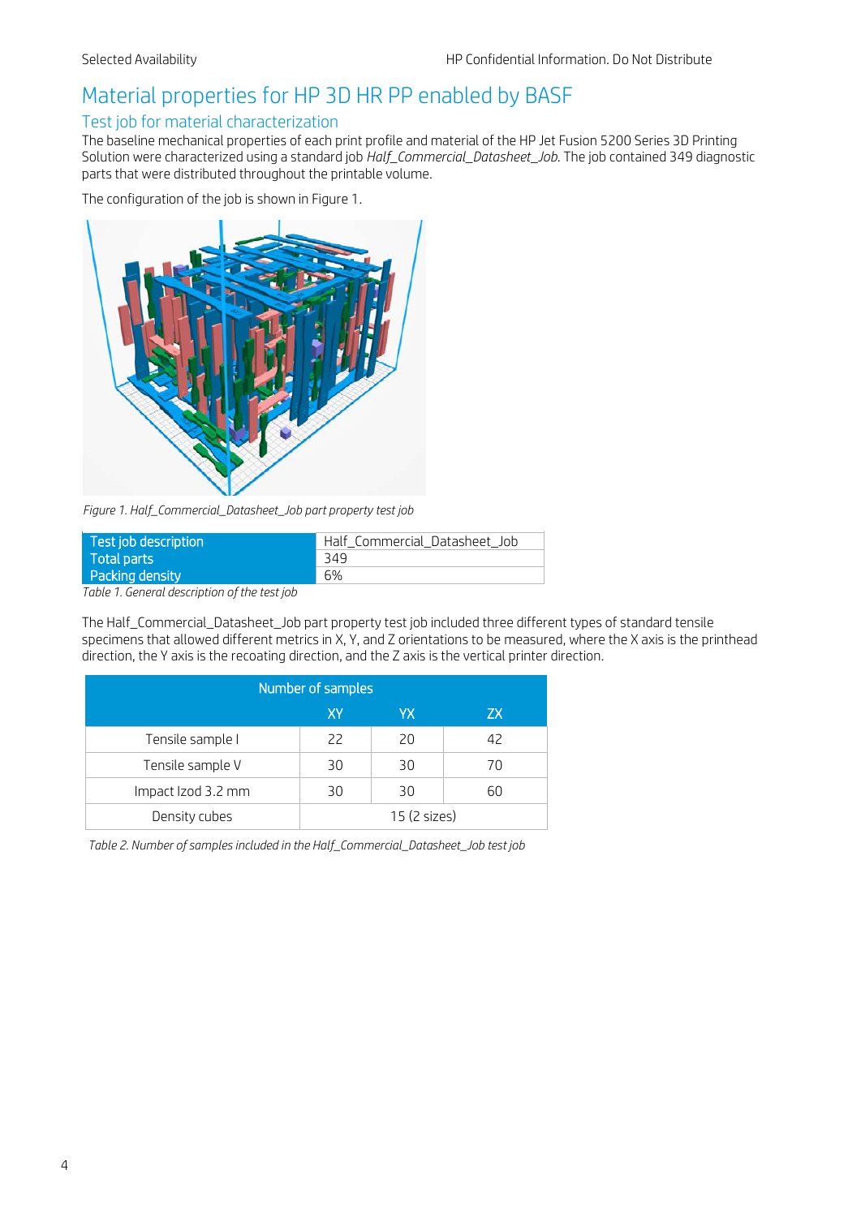# Material properties for HP 3D HR PP enabled by BASF

## Test job for material characterization

The baseline mechanical properties of each print profile and material of the HP Jet Fusion 5200 Series 3D Printing Solution were characterized using a standard job *Half_Commercial_Datasheet_Job*. The job contained 349 diagnostic parts that were distributed throughout the printable volume.

The configuration of the job is shown in Figure 1.

*Figure 1. Half_Commercial_Datasheet_Job part property test job*

| Test job description | Half_Commercial_Datasheet_Job |
|---|---|
| Total parts | 349 |
| Packing density | 6% |

*Table 1. General description of the test job*

The Half_Commercial_Datasheet_Job part property test job included three different types of standard tensile specimens that allowed different metrics in X, Y, and Z orientations to be measured, where the X axis is the printhead direction, the Y axis is the recoating direction, and the Z axis is the vertical printer direction.

| | Number of samples | | |
|---|---|---|---|
| | XY | YX | ZX |
| Tensile sample I | 22 | 20 | 42 |
| Tensile sample V | 30 | 30 | 70 |
| Impact Izod 3.2 mm | 30 | 30 | 60 |
| Density cubes | 15 (2 sizes) | | |

*Table 2. Number of samples included in the Half_Commercial_Datasheet_Job test job*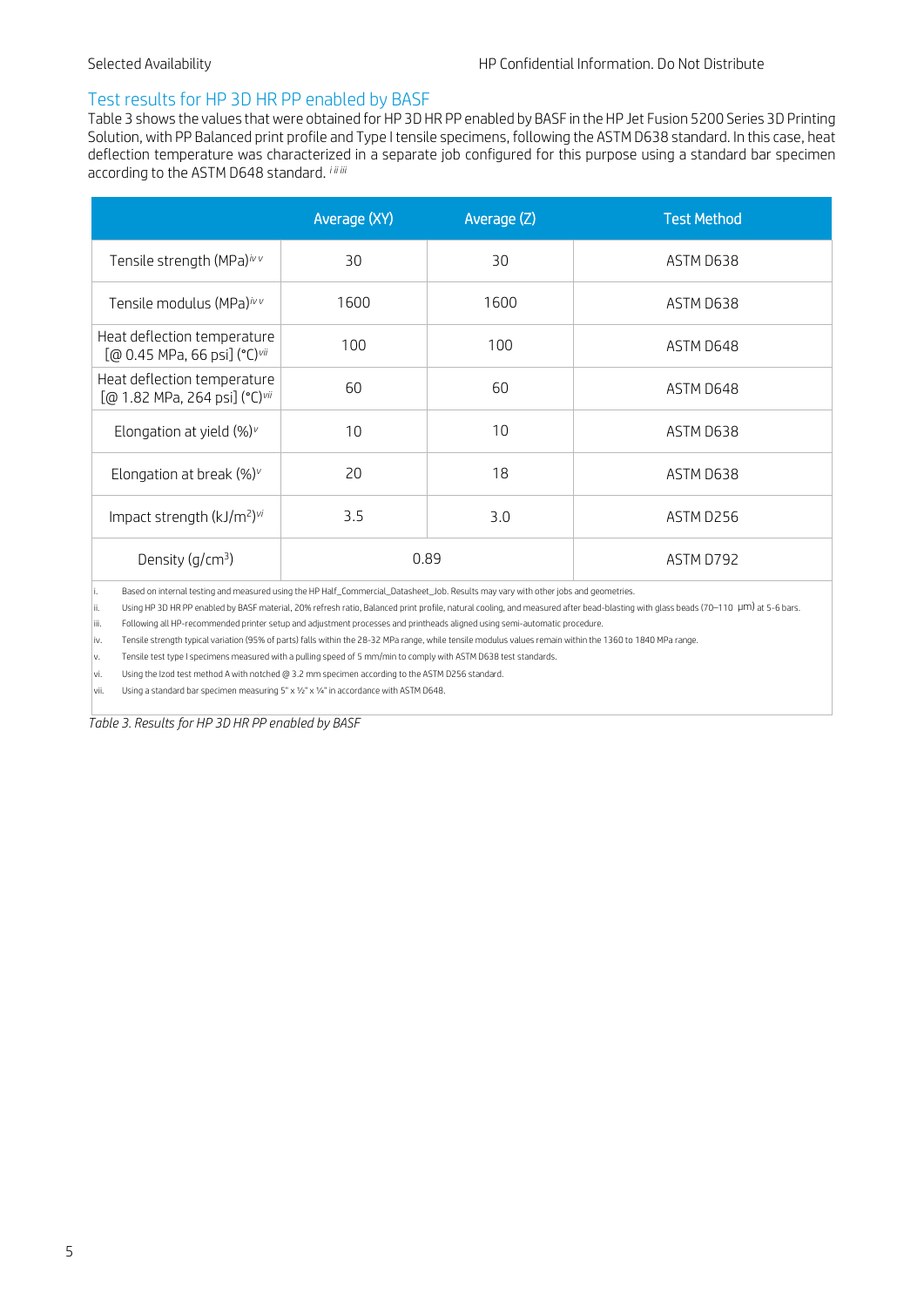## Test results for HP 3D HR PP enabled by BASF

Table 3 shows the values that were obtained for HP 3D HR PP enabled by BASF in the HP Jet Fusion 5200 Series 3D Printing Solution, with PP Balanced print profile and Type I tensile specimens, following the ASTM D638 standard. In this case, heat deflection temperature was characterized in a separate job configured for this purpose using a standard bar specimen according to the ASTM D648 standard. [i ii iii]

| | Average (XY) | Average (Z) | Test Method |
|---|---|---|---|
| Tensile strength (MPa)[iv v] | 30 | 30 | ASTM D638 |
| Tensile modulus (MPa)[iv v] | 1600 | 1600 | ASTM D638 |
| Heat deflection temperature [@ 0.45 MPa, 66 psi] (°C)[vii] | 100 | 100 | ASTM D648 |
| Heat deflection temperature [@ 1.82 MPa, 264 psi] (°C)[vii] | 60 | 60 | ASTM D648 |
| Elongation at yield (%)[v] | 10 | 10 | ASTM D638 |
| Elongation at break (%)[v] | 20 | 18 | ASTM D638 |
| Impact strength (kJ/m²)[vi] | 3.5 | 3.0 | ASTM D256 |
| Density (g/cm³) | 0.89 | | ASTM D792 |

i. Based on internal testing and measured using the HP Half_Commercial_Datasheet_Job. Results may vary with other jobs and geometries.

ii. Using HP 3D HR PP enabled by BASF material, 20% refresh ratio, Balanced print profile, natural cooling, and measured after bead-blasting with glass beads (70–110 μm) at 5-6 bars.

iii. Following all HP-recommended printer setup and adjustment processes and printheads aligned using semi-automatic procedure.

iv. Tensile strength typical variation (95% of parts) falls within the 28-32 MPa range, while tensile modulus values remain within the 1360 to 1840 MPa range.

v. Tensile test type I specimens measured with a pulling speed of 5 mm/min to comply with ASTM D638 test standards.

vi. Using the Izod test method A with notched @ 3.2 mm specimen according to the ASTM D256 standard.

vii. Using a standard bar specimen measuring 5" x ½" x ¼" in accordance with ASTM D648.

*Table 3. Results for HP 3D HR PP enabled by BASF*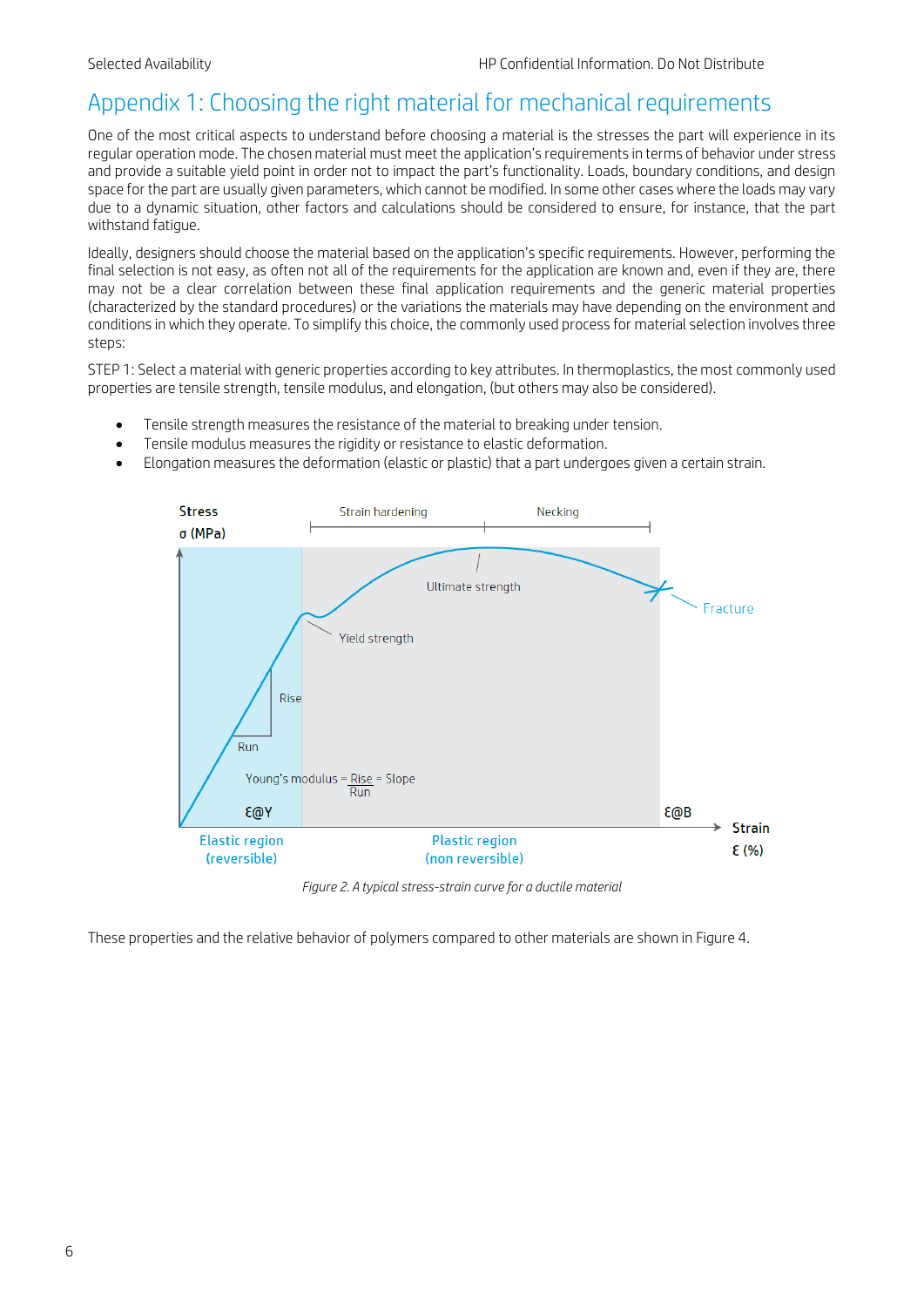# Appendix 1: Choosing the right material for mechanical requirements

One of the most critical aspects to understand before choosing a material is the stresses the part will experience in its regular operation mode. The chosen material must meet the application's requirements in terms of behavior under stress and provide a suitable yield point in order not to impact the part's functionality. Loads, boundary conditions, and design space for the part are usually given parameters, which cannot be modified. In some other cases where the loads may vary due to a dynamic situation, other factors and calculations should be considered to ensure, for instance, that the part withstand fatigue.

Ideally, designers should choose the material based on the application's specific requirements. However, performing the final selection is not easy, as often not all of the requirements for the application are known and, even if they are, there may not be a clear correlation between these final application requirements and the generic material properties (characterized by the standard procedures) or the variations the materials may have depending on the environment and conditions in which they operate. To simplify this choice, the commonly used process for material selection involves three steps:

STEP 1: Select a material with generic properties according to key attributes. In thermoplastics, the most commonly used properties are tensile strength, tensile modulus, and elongation, (but others may also be considered).

- Tensile strength measures the resistance of the material to breaking under tension.
- Tensile modulus measures the rigidity or resistance to elastic deformation.
- Elongation measures the deformation (elastic or plastic) that a part undergoes given a certain strain.

*Figure 2. A typical stress-strain curve for a ductile material*

These properties and the relative behavior of polymers compared to other materials are shown in Figure 4.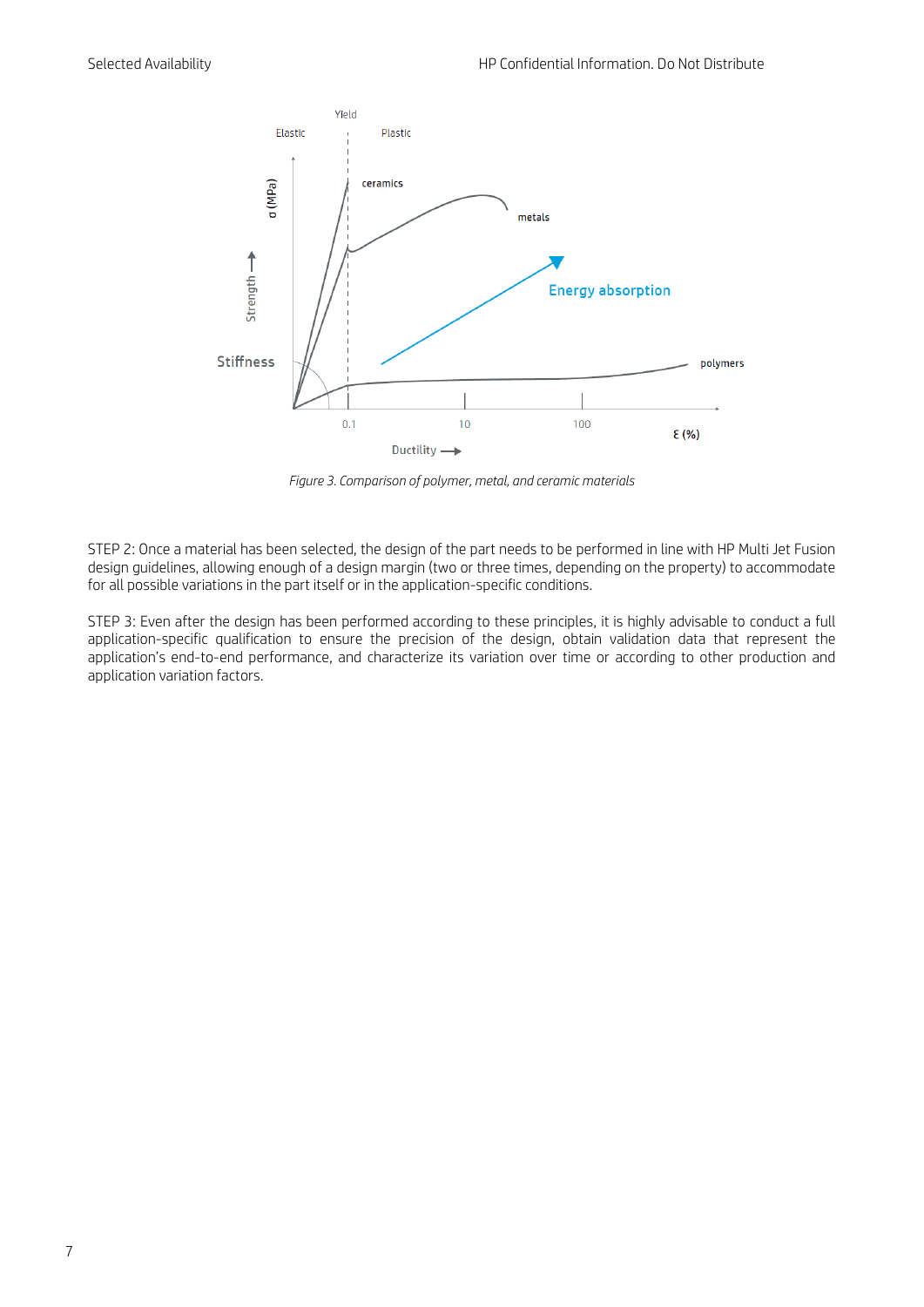*Figure 3. Comparison of polymer, metal, and ceramic materials*

STEP 2: Once a material has been selected, the design of the part needs to be performed in line with HP Multi Jet Fusion design guidelines, allowing enough of a design margin (two or three times, depending on the property) to accommodate for all possible variations in the part itself or in the application-specific conditions.

STEP 3: Even after the design has been performed according to these principles, it is highly advisable to conduct a full application-specific qualification to ensure the precision of the design, obtain validation data that represent the application's end-to-end performance, and characterize its variation over time or according to other production and application variation factors.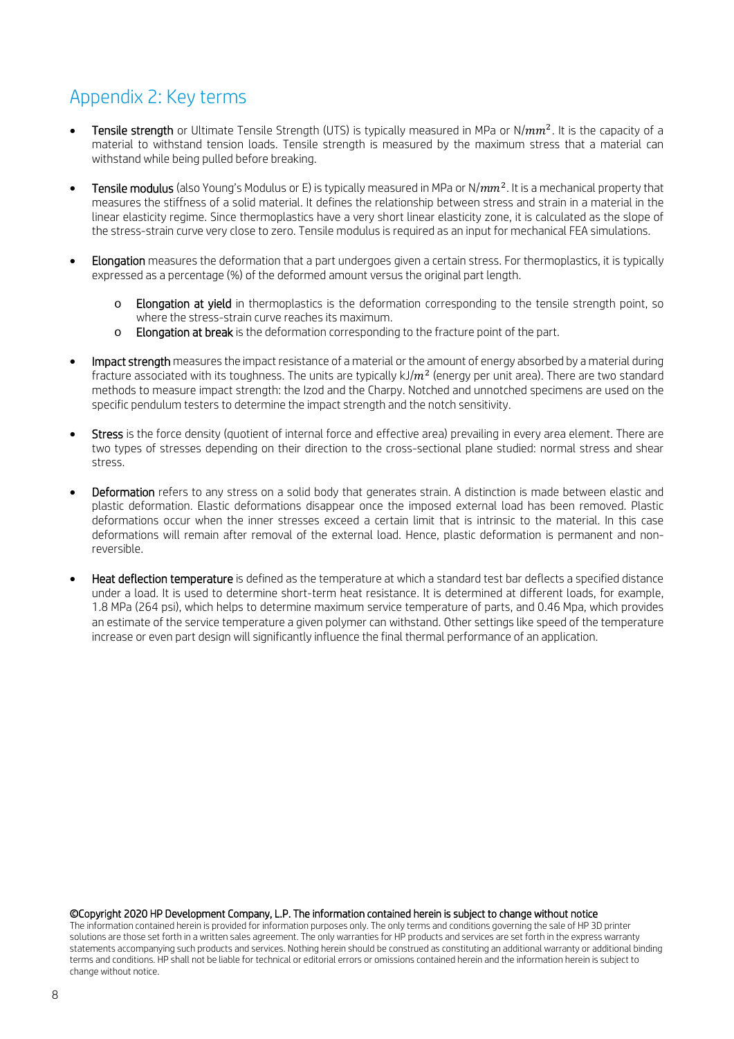## Appendix 2: Key terms

- **Tensile strength** or Ultimate Tensile Strength (UTS) is typically measured in MPa or N/$mm^2$. It is the capacity of a material to withstand tension loads. Tensile strength is measured by the maximum stress that a material can withstand while being pulled before breaking.

- **Tensile modulus** (also Young's Modulus or E) is typically measured in MPa or N/$mm^2$. It is a mechanical property that measures the stiffness of a solid material. It defines the relationship between stress and strain in a material in the linear elasticity regime. Since thermoplastics have a very short linear elasticity zone, it is calculated as the slope of the stress-strain curve very close to zero. Tensile modulus is required as an input for mechanical FEA simulations.

- **Elongation** measures the deformation that a part undergoes given a certain stress. For thermoplastics, it is typically expressed as a percentage (%) of the deformed amount versus the original part length.
  - **Elongation at yield** in thermoplastics is the deformation corresponding to the tensile strength point, so where the stress-strain curve reaches its maximum.
  - **Elongation at break** is the deformation corresponding to the fracture point of the part.

- **Impact strength** measures the impact resistance of a material or the amount of energy absorbed by a material during fracture associated with its toughness. The units are typically kJ/$m^2$ (energy per unit area). There are two standard methods to measure impact strength: the Izod and the Charpy. Notched and unnotched specimens are used on the specific pendulum testers to determine the impact strength and the notch sensitivity.

- **Stress** is the force density (quotient of internal force and effective area) prevailing in every area element. There are two types of stresses depending on their direction to the cross-sectional plane studied: normal stress and shear stress.

- **Deformation** refers to any stress on a solid body that generates strain. A distinction is made between elastic and plastic deformation. Elastic deformations disappear once the imposed external load has been removed. Plastic deformations occur when the inner stresses exceed a certain limit that is intrinsic to the material. In this case deformations will remain after removal of the external load. Hence, plastic deformation is permanent and non-reversible.

- **Heat deflection temperature** is defined as the temperature at which a standard test bar deflects a specified distance under a load. It is used to determine short-term heat resistance. It is determined at different loads, for example, 1.8 MPa (264 psi), which helps to determine maximum service temperature of parts, and 0.46 Mpa, which provides an estimate of the service temperature a given polymer can withstand. Other settings like speed of the temperature increase or even part design will significantly influence the final thermal performance of an application.

**©Copyright 2020 HP Development Company, L.P. The information contained herein is subject to change without notice**

The information contained herein is provided for information purposes only. The only terms and conditions governing the sale of HP 3D printer solutions are those set forth in a written sales agreement. The only warranties for HP products and services are set forth in the express warranty statements accompanying such products and services. Nothing herein should be construed as constituting an additional warranty or additional binding terms and conditions. HP shall not be liable for technical or editorial errors or omissions contained herein and the information herein is subject to change without notice.